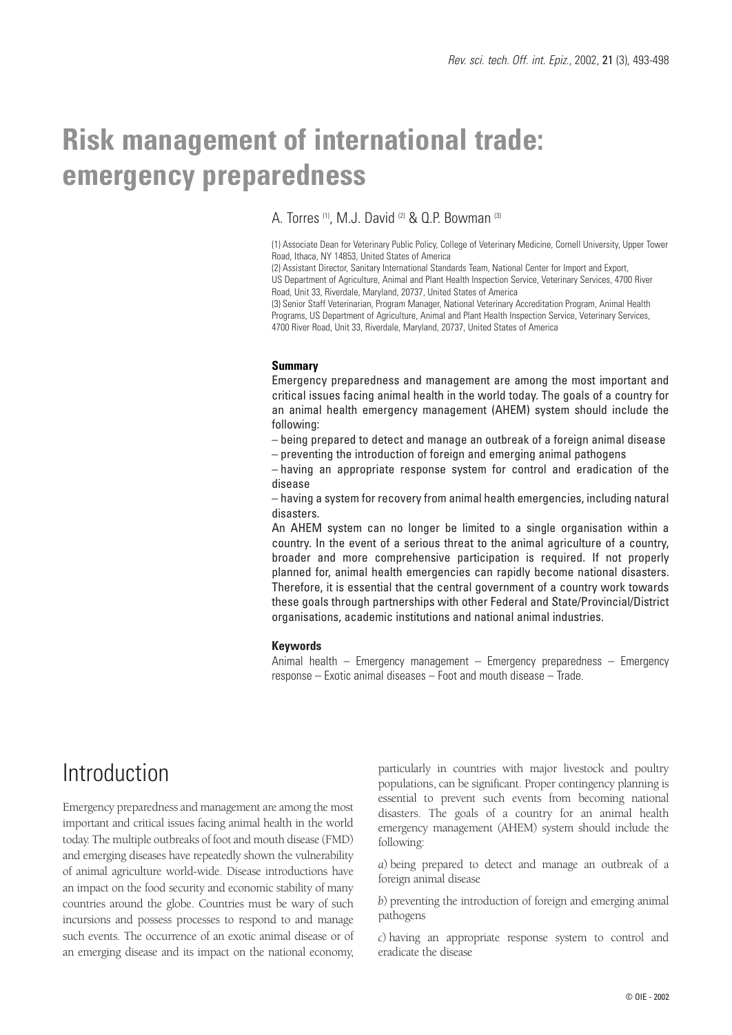# Risk management of international trade: emergency preparedness

A. Torres [(1)], M.J. David [(2)] & Q.P. Bowman [(3)]

(1) Associate Dean for Veterinary Public Policy, College of Veterinary Medicine, Cornell University, Upper Tower Road, Ithaca, NY 14853, United States of America

(2) Assistant Director, Sanitary International Standards Team, National Center for Import and Export, US Department of Agriculture, Animal and Plant Health Inspection Service, Veterinary Services, 4700 River Road, Unit 33, Riverdale, Maryland, 20737, United States of America

(3) Senior Staff Veterinarian, Program Manager, National Veterinary Accreditation Program, Animal Health Programs, US Department of Agriculture, Animal and Plant Health Inspection Service, Veterinary Services, 4700 River Road, Unit 33, Riverdale, Maryland, 20737, United States of America

### Summary

Emergency preparedness and management are among the most important and critical issues facing animal health in the world today. The goals of a country for an animal health emergency management (AHEM) system should include the following:

– being prepared to detect and manage an outbreak of a foreign animal disease

– preventing the introduction of foreign and emerging animal pathogens

– having an appropriate response system for control and eradication of the disease

– having a system for recovery from animal health emergencies, including natural disasters.

An AHEM system can no longer be limited to a single organisation within a country. In the event of a serious threat to the animal agriculture of a country, broader and more comprehensive participation is required. If not properly planned for, animal health emergencies can rapidly become national disasters. Therefore, it is essential that the central government of a country work towards these goals through partnerships with other Federal and State/Provincial/District organisations, academic institutions and national animal industries.

### Keywords

Animal health – Emergency management – Emergency preparedness – Emergency response – Exotic animal diseases – Foot and mouth disease – Trade.

## Introduction

Emergency preparedness and management are among the most important and critical issues facing animal health in the world today. The multiple outbreaks of foot and mouth disease (FMD) and emerging diseases have repeatedly shown the vulnerability of animal agriculture world-wide. Disease introductions have an impact on the food security and economic stability of many countries around the globe. Countries must be wary of such incursions and possess processes to respond to and manage such events. The occurrence of an exotic animal disease or of an emerging disease and its impact on the national economy, particularly in countries with major livestock and poultry populations, can be significant. Proper contingency planning is essential to prevent such events from becoming national disasters. The goals of a country for an animal health emergency management (AHEM) system should include the following:

*a*) being prepared to detect and manage an outbreak of a foreign animal disease

*b*) preventing the introduction of foreign and emerging animal pathogens

*c*) having an appropriate response system to control and eradicate the disease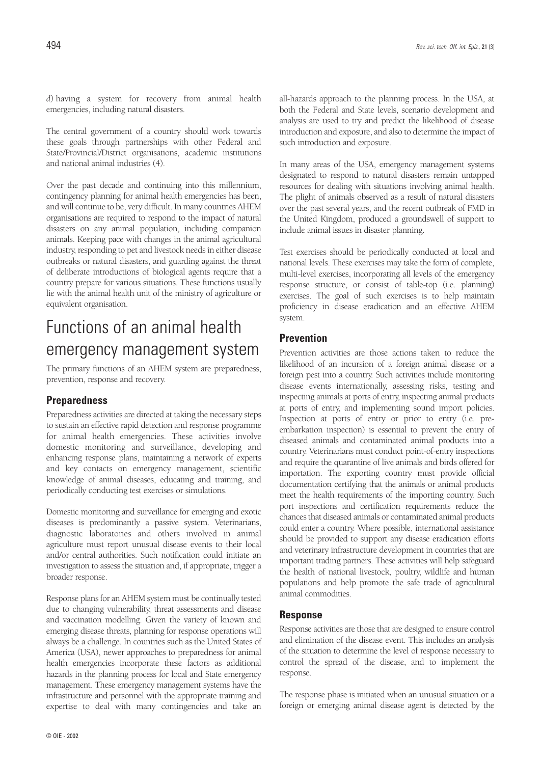*d*) having a system for recovery from animal health emergencies, including natural disasters.

The central government of a country should work towards these goals through partnerships with other Federal and State/Provincial/District organisations, academic institutions and national animal industries (4).

Over the past decade and continuing into this millennium, contingency planning for animal health emergencies has been, and will continue to be, very difficult. In many countries AHEM organisations are required to respond to the impact of natural disasters on any animal population, including companion animals. Keeping pace with changes in the animal agricultural industry, responding to pet and livestock needs in either disease outbreaks or natural disasters, and guarding against the threat of deliberate introductions of biological agents require that a country prepare for various situations. These functions usually lie with the animal health unit of the ministry of agriculture or equivalent organisation.

# Functions of an animal health emergency management system

The primary functions of an AHEM system are preparedness, prevention, response and recovery.

## Preparedness

Preparedness activities are directed at taking the necessary steps to sustain an effective rapid detection and response programme for animal health emergencies. These activities involve domestic monitoring and surveillance, developing and enhancing response plans, maintaining a network of experts and key contacts on emergency management, scientific knowledge of animal diseases, educating and training, and periodically conducting test exercises or simulations.

Domestic monitoring and surveillance for emerging and exotic diseases is predominantly a passive system. Veterinarians, diagnostic laboratories and others involved in animal agriculture must report unusual disease events to their local and/or central authorities. Such notification could initiate an investigation to assess the situation and, if appropriate, trigger a broader response.

Response plans for an AHEM system must be continually tested due to changing vulnerability, threat assessments and disease and vaccination modelling. Given the variety of known and emerging disease threats, planning for response operations will always be a challenge. In countries such as the United States of America (USA), newer approaches to preparedness for animal health emergencies incorporate these factors as additional hazards in the planning process for local and State emergency management. These emergency management systems have the infrastructure and personnel with the appropriate training and expertise to deal with many contingencies and take an all-hazards approach to the planning process. In the USA, at both the Federal and State levels, scenario development and analysis are used to try and predict the likelihood of disease introduction and exposure, and also to determine the impact of such introduction and exposure.

In many areas of the USA, emergency management systems designated to respond to natural disasters remain untapped resources for dealing with situations involving animal health. The plight of animals observed as a result of natural disasters over the past several years, and the recent outbreak of FMD in the United Kingdom, produced a groundswell of support to include animal issues in disaster planning.

Test exercises should be periodically conducted at local and national levels. These exercises may take the form of complete, multi-level exercises, incorporating all levels of the emergency response structure, or consist of table-top (i.e. planning) exercises. The goal of such exercises is to help maintain proficiency in disease eradication and an effective AHEM system.

## Prevention

Prevention activities are those actions taken to reduce the likelihood of an incursion of a foreign animal disease or a foreign pest into a country. Such activities include monitoring disease events internationally, assessing risks, testing and inspecting animals at ports of entry, inspecting animal products at ports of entry, and implementing sound import policies. Inspection at ports of entry or prior to entry (i.e. pre-embarkation inspection) is essential to prevent the entry of diseased animals and contaminated animal products into a country. Veterinarians must conduct point-of-entry inspections and require the quarantine of live animals and birds offered for importation. The exporting country must provide official documentation certifying that the animals or animal products meet the health requirements of the importing country. Such port inspections and certification requirements reduce the chances that diseased animals or contaminated animal products could enter a country. Where possible, international assistance should be provided to support any disease eradication efforts and veterinary infrastructure development in countries that are important trading partners. These activities will help safeguard the health of national livestock, poultry, wildlife and human populations and help promote the safe trade of agricultural animal commodities.

## Response

Response activities are those that are designed to ensure control and elimination of the disease event. This includes an analysis of the situation to determine the level of response necessary to control the spread of the disease, and to implement the response.

The response phase is initiated when an unusual situation or a foreign or emerging animal disease agent is detected by the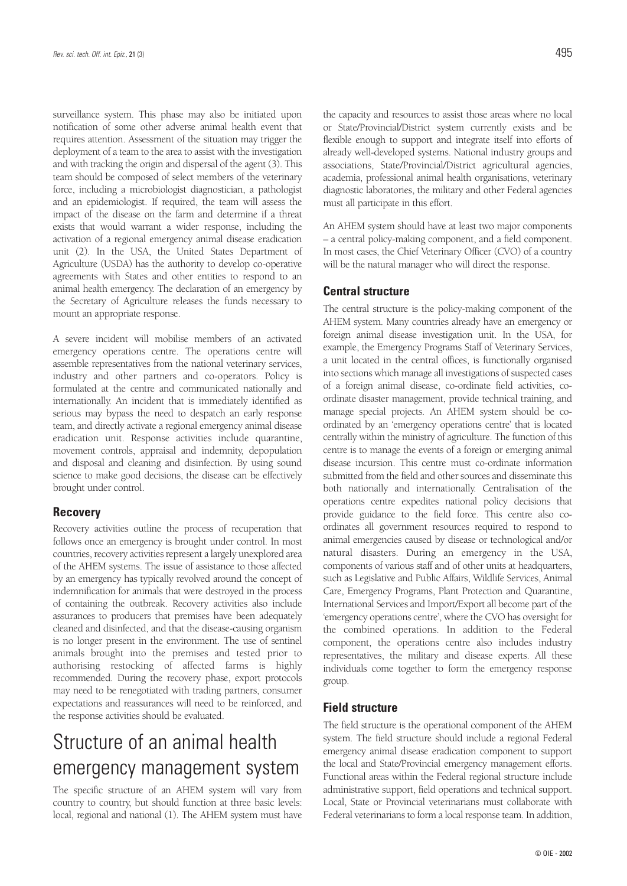surveillance system. This phase may also be initiated upon notification of some other adverse animal health event that requires attention. Assessment of the situation may trigger the deployment of a team to the area to assist with the investigation and with tracking the origin and dispersal of the agent (3). This team should be composed of select members of the veterinary force, including a microbiologist diagnostician, a pathologist and an epidemiologist. If required, the team will assess the impact of the disease on the farm and determine if a threat exists that would warrant a wider response, including the activation of a regional emergency animal disease eradication unit (2). In the USA, the United States Department of Agriculture (USDA) has the authority to develop co-operative agreements with States and other entities to respond to an animal health emergency. The declaration of an emergency by the Secretary of Agriculture releases the funds necessary to mount an appropriate response.

A severe incident will mobilise members of an activated emergency operations centre. The operations centre will assemble representatives from the national veterinary services, industry and other partners and co-operators. Policy is formulated at the centre and communicated nationally and internationally. An incident that is immediately identified as serious may bypass the need to despatch an early response team, and directly activate a regional emergency animal disease eradication unit. Response activities include quarantine, movement controls, appraisal and indemnity, depopulation and disposal and cleaning and disinfection. By using sound science to make good decisions, the disease can be effectively brought under control.

### Recovery

Recovery activities outline the process of recuperation that follows once an emergency is brought under control. In most countries, recovery activities represent a largely unexplored area of the AHEM systems. The issue of assistance to those affected by an emergency has typically revolved around the concept of indemnification for animals that were destroyed in the process of containing the outbreak. Recovery activities also include assurances to producers that premises have been adequately cleaned and disinfected, and that the disease-causing organism is no longer present in the environment. The use of sentinel animals brought into the premises and tested prior to authorising restocking of affected farms is highly recommended. During the recovery phase, export protocols may need to be renegotiated with trading partners, consumer expectations and reassurances will need to be reinforced, and the response activities should be evaluated.

## Structure of an animal health emergency management system

The specific structure of an AHEM system will vary from country to country, but should function at three basic levels: local, regional and national (1). The AHEM system must have the capacity and resources to assist those areas where no local or State/Provincial/District system currently exists and be flexible enough to support and integrate itself into efforts of already well-developed systems. National industry groups and associations, State/Provincial/District agricultural agencies, academia, professional animal health organisations, veterinary diagnostic laboratories, the military and other Federal agencies must all participate in this effort.

An AHEM system should have at least two major components – a central policy-making component, and a field component. In most cases, the Chief Veterinary Officer (CVO) of a country will be the natural manager who will direct the response.

### Central structure

The central structure is the policy-making component of the AHEM system. Many countries already have an emergency or foreign animal disease investigation unit. In the USA, for example, the Emergency Programs Staff of Veterinary Services, a unit located in the central offices, is functionally organised into sections which manage all investigations of suspected cases of a foreign animal disease, co-ordinate field activities, co-ordinate disaster management, provide technical training, and manage special projects. An AHEM system should be co-ordinated by an 'emergency operations centre' that is located centrally within the ministry of agriculture. The function of this centre is to manage the events of a foreign or emerging animal disease incursion. This centre must co-ordinate information submitted from the field and other sources and disseminate this both nationally and internationally. Centralisation of the operations centre expedites national policy decisions that provide guidance to the field force. This centre also co-ordinates all government resources required to respond to animal emergencies caused by disease or technological and/or natural disasters. During an emergency in the USA, components of various staff and of other units at headquarters, such as Legislative and Public Affairs, Wildlife Services, Animal Care, Emergency Programs, Plant Protection and Quarantine, International Services and Import/Export all become part of the 'emergency operations centre', where the CVO has oversight for the combined operations. In addition to the Federal component, the operations centre also includes industry representatives, the military and disease experts. All these individuals come together to form the emergency response group.

### Field structure

The field structure is the operational component of the AHEM system. The field structure should include a regional Federal emergency animal disease eradication component to support the local and State/Provincial emergency management efforts. Functional areas within the Federal regional structure include administrative support, field operations and technical support. Local, State or Provincial veterinarians must collaborate with Federal veterinarians to form a local response team. In addition,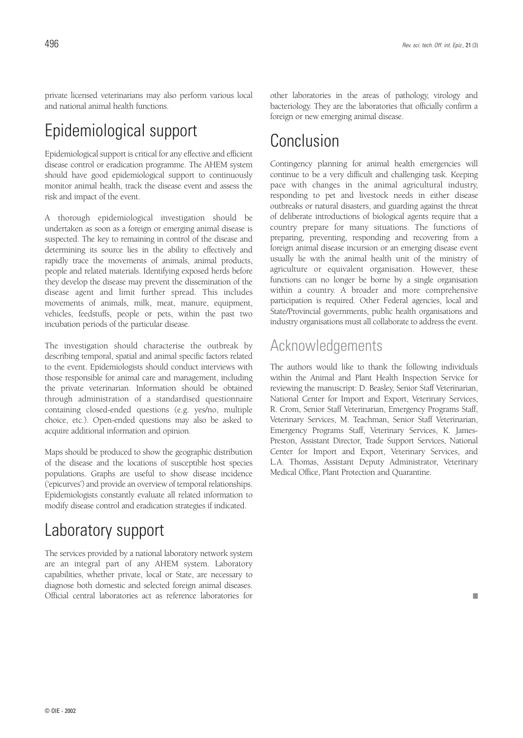private licensed veterinarians may also perform various local and national animal health functions.

# Epidemiological support

Epidemiological support is critical for any effective and efficient disease control or eradication programme. The AHEM system should have good epidemiological support to continuously monitor animal health, track the disease event and assess the risk and impact of the event.

A thorough epidemiological investigation should be undertaken as soon as a foreign or emerging animal disease is suspected. The key to remaining in control of the disease and determining its source lies in the ability to effectively and rapidly trace the movements of animals, animal products, people and related materials. Identifying exposed herds before they develop the disease may prevent the dissemination of the disease agent and limit further spread. This includes movements of animals, milk, meat, manure, equipment, vehicles, feedstuffs, people or pets, within the past two incubation periods of the particular disease.

The investigation should characterise the outbreak by describing temporal, spatial and animal specific factors related to the event. Epidemiologists should conduct interviews with those responsible for animal care and management, including the private veterinarian. Information should be obtained through administration of a standardised questionnaire containing closed-ended questions (e.g. yes/no, multiple choice, etc.). Open-ended questions may also be asked to acquire additional information and opinion.

Maps should be produced to show the geographic distribution of the disease and the locations of susceptible host species populations. Graphs are useful to show disease incidence ('epicurves') and provide an overview of temporal relationships. Epidemiologists constantly evaluate all related information to modify disease control and eradication strategies if indicated.

# Laboratory support

The services provided by a national laboratory network system are an integral part of any AHEM system. Laboratory capabilities, whether private, local or State, are necessary to diagnose both domestic and selected foreign animal diseases. Official central laboratories act as reference laboratories for other laboratories in the areas of pathology, virology and bacteriology. They are the laboratories that officially confirm a foreign or new emerging animal disease.

# Conclusion

Contingency planning for animal health emergencies will continue to be a very difficult and challenging task. Keeping pace with changes in the animal agricultural industry, responding to pet and livestock needs in either disease outbreaks or natural disasters, and guarding against the threat of deliberate introductions of biological agents require that a country prepare for many situations. The functions of preparing, preventing, responding and recovering from a foreign animal disease incursion or an emerging disease event usually lie with the animal health unit of the ministry of agriculture or equivalent organisation. However, these functions can no longer be borne by a single organisation within a country. A broader and more comprehensive participation is required. Other Federal agencies, local and State/Provincial governments, public health organisations and industry organisations must all collaborate to address the event.

## Acknowledgements

The authors would like to thank the following individuals within the Animal and Plant Health Inspection Service for reviewing the manuscript: D. Beasley, Senior Staff Veterinarian, National Center for Import and Export, Veterinary Services, R. Crom, Senior Staff Veterinarian, Emergency Programs Staff, Veterinary Services, M. Teachman, Senior Staff Veterinarian, Emergency Programs Staff, Veterinary Services, K. James-Preston, Assistant Director, Trade Support Services, National Center for Import and Export, Veterinary Services, and L.A. Thomas, Assistant Deputy Administrator, Veterinary Medical Office, Plant Protection and Quarantine.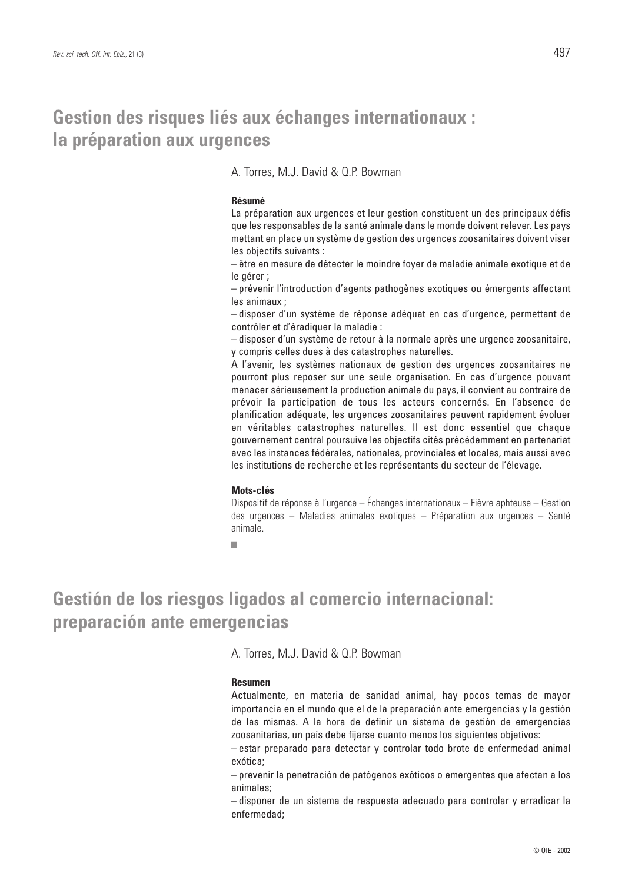# Gestion des risques liés aux échanges internationaux : la préparation aux urgences

A. Torres, M.J. David & Q.P. Bowman

**Résumé**

La préparation aux urgences et leur gestion constituent un des principaux défis que les responsables de la santé animale dans le monde doivent relever. Les pays mettant en place un système de gestion des urgences zoosanitaires doivent viser les objectifs suivants :

– être en mesure de détecter le moindre foyer de maladie animale exotique et de le gérer ;

– prévenir l'introduction d'agents pathogènes exotiques ou émergents affectant les animaux ;

– disposer d'un système de réponse adéquat en cas d'urgence, permettant de contrôler et d'éradiquer la maladie :

– disposer d'un système de retour à la normale après une urgence zoosanitaire, y compris celles dues à des catastrophes naturelles.

A l'avenir, les systèmes nationaux de gestion des urgences zoosanitaires ne pourront plus reposer sur une seule organisation. En cas d'urgence pouvant menacer sérieusement la production animale du pays, il convient au contraire de prévoir la participation de tous les acteurs concernés. En l'absence de planification adéquate, les urgences zoosanitaires peuvent rapidement évoluer en véritables catastrophes naturelles. Il est donc essentiel que chaque gouvernement central poursuive les objectifs cités précédemment en partenariat avec les instances fédérales, nationales, provinciales et locales, mais aussi avec les institutions de recherche et les représentants du secteur de l'élevage.

**Mots-clés**

Dispositif de réponse à l'urgence – Échanges internationaux – Fièvre aphteuse – Gestion des urgences – Maladies animales exotiques – Préparation aux urgences – Santé animale.

■

# Gestión de los riesgos ligados al comercio internacional: preparación ante emergencias

A. Torres, M.J. David & Q.P. Bowman

**Resumen**

Actualmente, en materia de sanidad animal, hay pocos temas de mayor importancia en el mundo que el de la preparación ante emergencias y la gestión de las mismas. A la hora de definir un sistema de gestión de emergencias zoosanitarias, un país debe fijarse cuanto menos los siguientes objetivos:

– estar preparado para detectar y controlar todo brote de enfermedad animal exótica;

– prevenir la penetración de patógenos exóticos o emergentes que afectan a los animales;

– disponer de un sistema de respuesta adecuado para controlar y erradicar la enfermedad;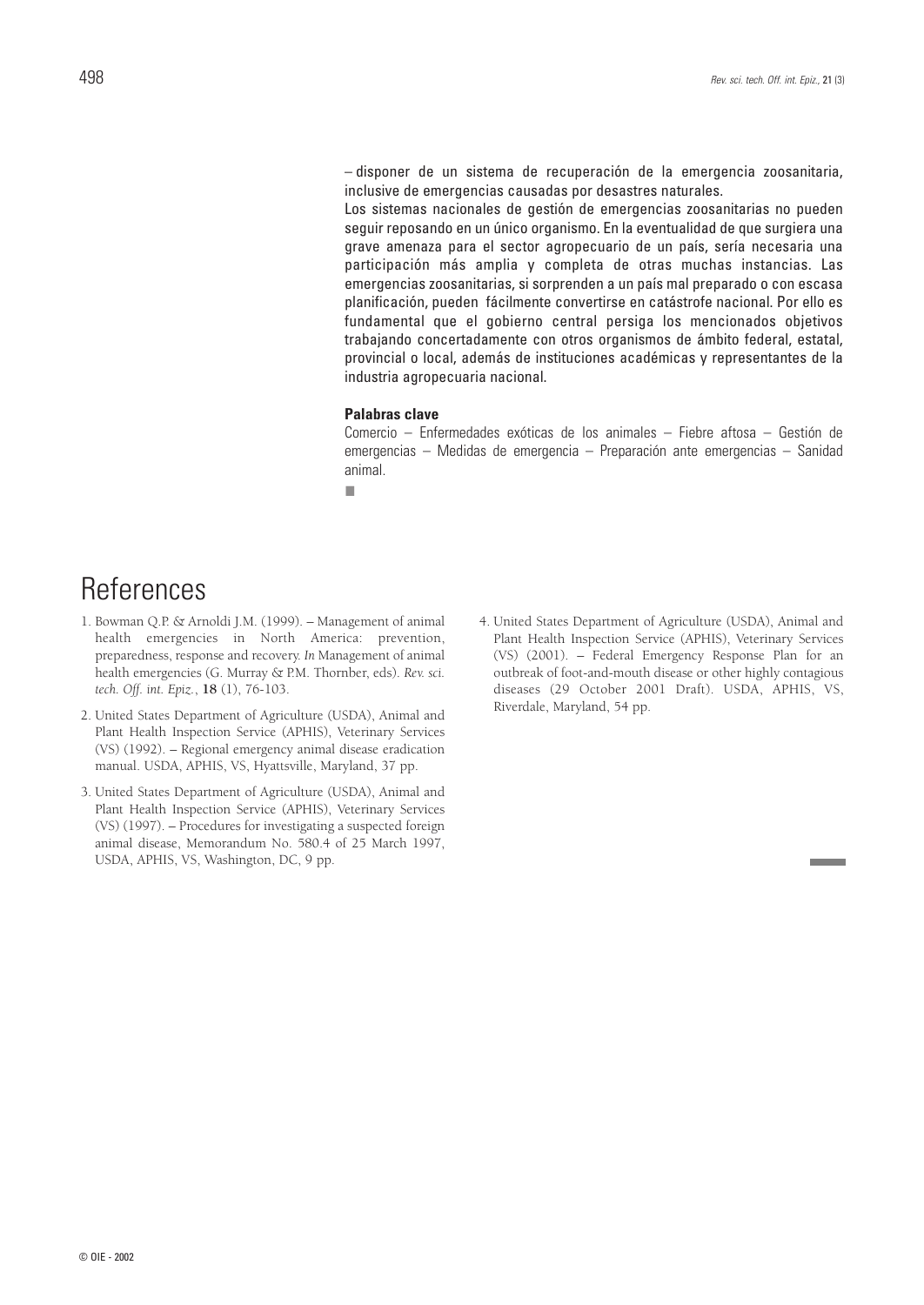– disponer de un sistema de recuperación de la emergencia zoosanitaria, inclusive de emergencias causadas por desastres naturales.

Los sistemas nacionales de gestión de emergencias zoosanitarias no pueden seguir reposando en un único organismo. En la eventualidad de que surgiera una grave amenaza para el sector agropecuario de un país, sería necesaria una participación más amplia y completa de otras muchas instancias. Las emergencias zoosanitarias, si sorprenden a un país mal preparado o con escasa planificación, pueden fácilmente convertirse en catástrofe nacional. Por ello es fundamental que el gobierno central persiga los mencionados objetivos trabajando concertadamente con otros organismos de ámbito federal, estatal, provincial o local, además de instituciones académicas y representantes de la industria agropecuaria nacional.

**Palabras clave**

Comercio – Enfermedades exóticas de los animales – Fiebre aftosa – Gestión de emergencias – Medidas de emergencia – Preparación ante emergencias – Sanidad animal.

■

# References

1. Bowman Q.P. & Arnoldi J.M. (1999). – Management of animal health emergencies in North America: prevention, preparedness, response and recovery. *In* Management of animal health emergencies (G. Murray & P.M. Thornber, eds). *Rev. sci. tech. Off. int. Epiz.*, **18** (1), 76-103.

2. United States Department of Agriculture (USDA), Animal and Plant Health Inspection Service (APHIS), Veterinary Services (VS) (1992). – Regional emergency animal disease eradication manual. USDA, APHIS, VS, Hyattsville, Maryland, 37 pp.

3. United States Department of Agriculture (USDA), Animal and Plant Health Inspection Service (APHIS), Veterinary Services (VS) (1997). – Procedures for investigating a suspected foreign animal disease, Memorandum No. 580.4 of 25 March 1997, USDA, APHIS, VS, Washington, DC, 9 pp.

4. United States Department of Agriculture (USDA), Animal and Plant Health Inspection Service (APHIS), Veterinary Services (VS) (2001). – Federal Emergency Response Plan for an outbreak of foot-and-mouth disease or other highly contagious diseases (29 October 2001 Draft). USDA, APHIS, VS, Riverdale, Maryland, 54 pp.